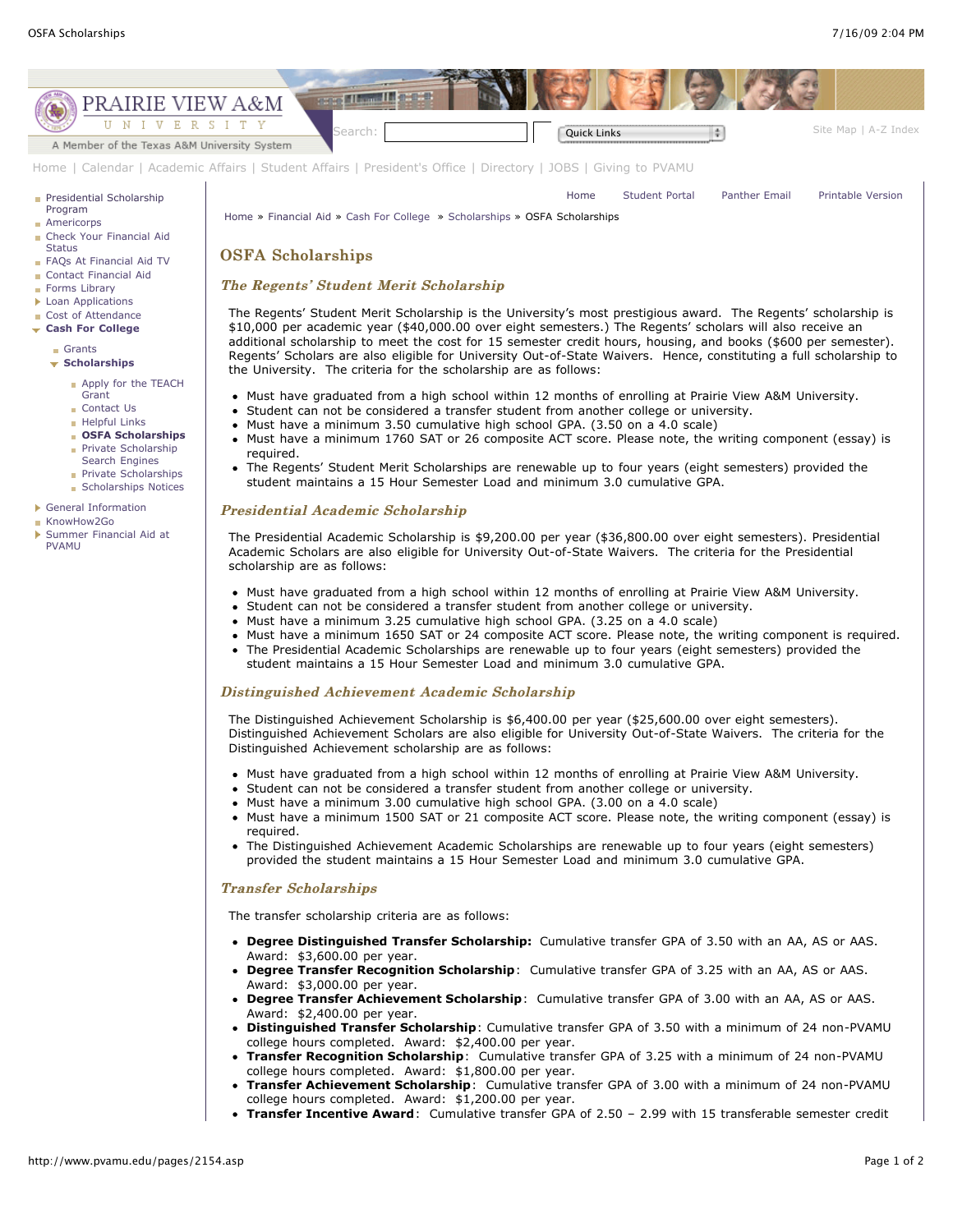PRAIRIE VIEW A&M UNIVERSITY

A Member of the Texas A&M University System

Search: Quick Links | Site Map | A-Z Index

Home | Calendar | Academic Affairs | Student Affairs | President's Office | Directory | JOBS | Giving to PVAMU

- Presidential Scholarship Program
- Americorps
- Check Your Financial Aid Status
- FAQs At Financial Aid TV
- Contact Financial Aid
- Forms Library
- Loan Applications
- Cost of Attendance
- **Cash For College**
  - Grants
  - **Scholarships**
    - Apply for the TEACH Grant
    - Contact Us
    - Helpful Links
    - **OSFA Scholarships**
    - Private Scholarship Search Engines
    - Private Scholarships
    - Scholarships Notices
- General Information
- KnowHow2Go
- Summer Financial Aid at PVAMU

Home | Student Portal | Panther Email | Printable Version

Home » Financial Aid » Cash For College » Scholarships » OSFA Scholarships

# OSFA Scholarships

## *The Regents' Student Merit Scholarship*

The Regents' Student Merit Scholarship is the University's most prestigious award. The Regents' scholarship is $10,000 per academic year ($40,000.00 over eight semesters.) The Regents' scholars will also receive an additional scholarship to meet the cost for 15 semester credit hours, housing, and books ($600 per semester). Regents' Scholars are also eligible for University Out-of-State Waivers. Hence, constituting a full scholarship to the University. The criteria for the scholarship are as follows:

- Must have graduated from a high school within 12 months of enrolling at Prairie View A&M University.
- Student can not be considered a transfer student from another college or university.
- Must have a minimum 3.50 cumulative high school GPA. (3.50 on a 4.0 scale)
- Must have a minimum 1760 SAT or 26 composite ACT score. Please note, the writing component (essay) is required.
- The Regents' Student Merit Scholarships are renewable up to four years (eight semesters) provided the student maintains a 15 Hour Semester Load and minimum 3.0 cumulative GPA.

## *Presidential Academic Scholarship*

The Presidential Academic Scholarship is $9,200.00 per year ($36,800.00 over eight semesters). Presidential Academic Scholars are also eligible for University Out-of-State Waivers. The criteria for the Presidential scholarship are as follows:

- Must have graduated from a high school within 12 months of enrolling at Prairie View A&M University.
- Student can not be considered a transfer student from another college or university.
- Must have a minimum 3.25 cumulative high school GPA. (3.25 on a 4.0 scale)
- Must have a minimum 1650 SAT or 24 composite ACT score. Please note, the writing component is required.
- The Presidential Academic Scholarships are renewable up to four years (eight semesters) provided the student maintains a 15 Hour Semester Load and minimum 3.0 cumulative GPA.

## *Distinguished Achievement Academic Scholarship*

The Distinguished Achievement Scholarship is $6,400.00 per year ($25,600.00 over eight semesters). Distinguished Achievement Scholars are also eligible for University Out-of-State Waivers. The criteria for the Distinguished Achievement scholarship are as follows:

- Must have graduated from a high school within 12 months of enrolling at Prairie View A&M University.
- Student can not be considered a transfer student from another college or university.
- Must have a minimum 3.00 cumulative high school GPA. (3.00 on a 4.0 scale)
- Must have a minimum 1500 SAT or 21 composite ACT score. Please note, the writing component (essay) is required.
- The Distinguished Achievement Academic Scholarships are renewable up to four years (eight semesters) provided the student maintains a 15 Hour Semester Load and minimum 3.0 cumulative GPA.

## *Transfer Scholarships*

The transfer scholarship criteria are as follows:

- **Degree Distinguished Transfer Scholarship:** Cumulative transfer GPA of 3.50 with an AA, AS or AAS. Award: $3,600.00 per year.
- **Degree Transfer Recognition Scholarship**: Cumulative transfer GPA of 3.25 with an AA, AS or AAS. Award: $3,000.00 per year.
- **Degree Transfer Achievement Scholarship**: Cumulative transfer GPA of 3.00 with an AA, AS or AAS. Award: $2,400.00 per year.
- **Distinguished Transfer Scholarship**: Cumulative transfer GPA of 3.50 with a minimum of 24 non-PVAMU college hours completed. Award: $2,400.00 per year.
- **Transfer Recognition Scholarship**: Cumulative transfer GPA of 3.25 with a minimum of 24 non-PVAMU college hours completed. Award: $1,800.00 per year.
- **Transfer Achievement Scholarship**: Cumulative transfer GPA of 3.00 with a minimum of 24 non-PVAMU college hours completed. Award: $1,200.00 per year.
- **Transfer Incentive Award**: Cumulative transfer GPA of 2.50 – 2.99 with 15 transferable semester credit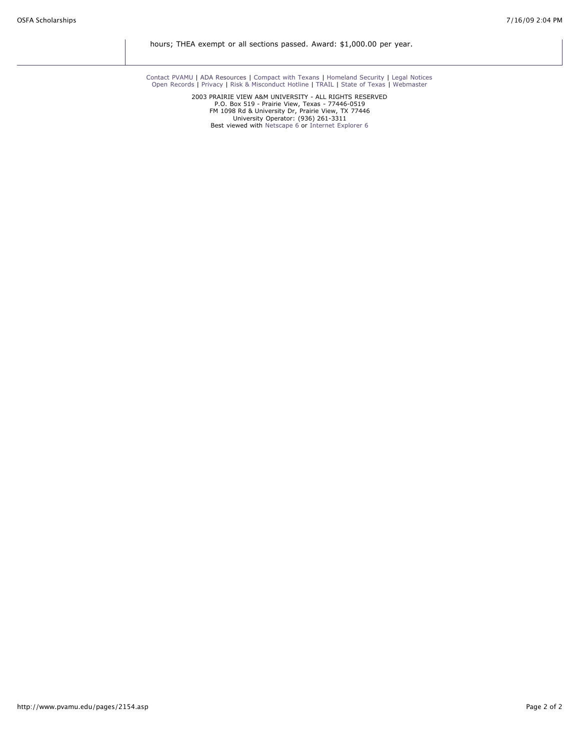hours; THEA exempt or all sections passed. Award: $1,000.00 per year.

Contact PVAMU | ADA Resources | Compact with Texans | Homeland Security | Legal Notices
Open Records | Privacy | Risk & Misconduct Hotline | TRAIL | State of Texas | Webmaster

2003 PRAIRIE VIEW A&M UNIVERSITY - ALL RIGHTS RESERVED
P.O. Box 519 - Prairie View, Texas - 77446-0519
FM 1098 Rd & University Dr, Prairie View, TX 77446
University Operator: (936) 261-3311
Best viewed with Netscape 6 or Internet Explorer 6